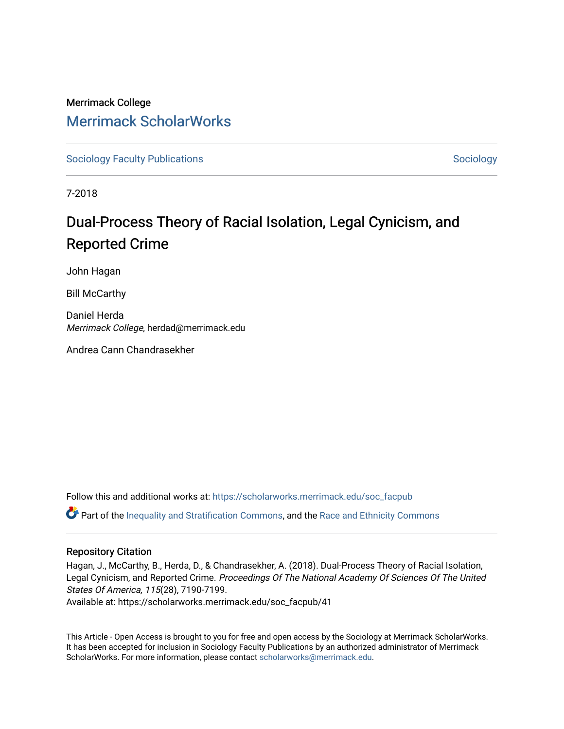Merrimack College

# Merrimack ScholarWorks

Sociology Faculty Publications | Sociology

7-2018

# Dual-Process Theory of Racial Isolation, Legal Cynicism, and Reported Crime

John Hagan

Bill McCarthy

Daniel Herda
*Merrimack College*, herdad@merrimack.edu

Andrea Cann Chandrasekher

Follow this and additional works at: https://scholarworks.merrimack.edu/soc_facpub

Part of the Inequality and Stratification Commons, and the Race and Ethnicity Commons

## Repository Citation

Hagan, J., McCarthy, B., Herda, D., & Chandrasekher, A. (2018). Dual-Process Theory of Racial Isolation, Legal Cynicism, and Reported Crime. *Proceedings Of The National Academy Of Sciences Of The United States Of America, 115*(28), 7190-7199.
Available at: https://scholarworks.merrimack.edu/soc_facpub/41

This Article - Open Access is brought to you for free and open access by the Sociology at Merrimack ScholarWorks. It has been accepted for inclusion in Sociology Faculty Publications by an authorized administrator of Merrimack ScholarWorks. For more information, please contact scholarworks@merrimack.edu.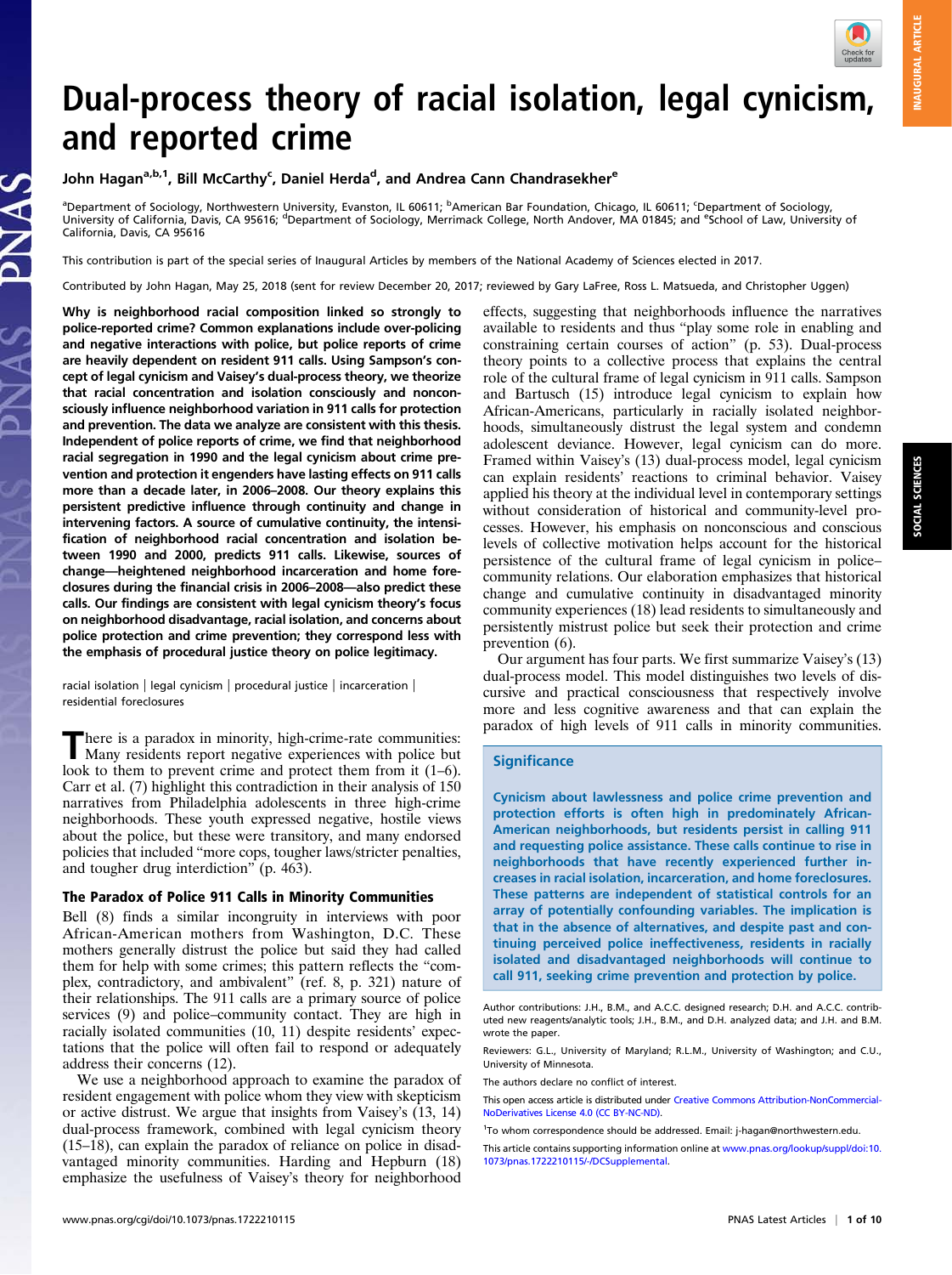# Dual-process theory of racial isolation, legal cynicism, and reported crime

John Hagan[a,b,1], Bill McCarthy[c], Daniel Herda[d], and Andrea Cann Chandrasekher[e]

[a]Department of Sociology, Northwestern University, Evanston, IL 60611; [b]American Bar Foundation, Chicago, IL 60611; [c]Department of Sociology, University of California, Davis, CA 95616; [d]Department of Sociology, Merrimack College, North Andover, MA 01845; and [e]School of Law, University of California, Davis, CA 95616

This contribution is part of the special series of Inaugural Articles by members of the National Academy of Sciences elected in 2017.

Contributed by John Hagan, May 25, 2018 (sent for review December 20, 2017; reviewed by Gary LaFree, Ross L. Matsueda, and Christopher Uggen)

**Why is neighborhood racial composition linked so strongly to police-reported crime? Common explanations include over-policing and negative interactions with police, but police reports of crime are heavily dependent on resident 911 calls. Using Sampson's concept of legal cynicism and Vaisey's dual-process theory, we theorize that racial concentration and isolation consciously and nonconsciously influence neighborhood variation in 911 calls for protection and prevention. The data we analyze are consistent with this thesis. Independent of police reports of crime, we find that neighborhood racial segregation in 1990 and the legal cynicism about crime prevention and protection it engenders have lasting effects on 911 calls more than a decade later, in 2006–2008. Our theory explains this persistent predictive influence through continuity and change in intervening factors. A source of cumulative continuity, the intensification of neighborhood racial concentration and isolation between 1990 and 2000, predicts 911 calls. Likewise, sources of change—heightened neighborhood incarceration and home foreclosures during the financial crisis in 2006–2008—also predict these calls. Our findings are consistent with legal cynicism theory's focus on neighborhood disadvantage, racial isolation, and concerns about police protection and crime prevention; they correspond less with the emphasis of procedural justice theory on police legitimacy.**

racial isolation | legal cynicism | procedural justice | incarceration | residential foreclosures

There is a paradox in minority, high-crime-rate communities: Many residents report negative experiences with police but look to them to prevent crime and protect them from it (1–6). Carr et al. (7) highlight this contradiction in their analysis of 150 narratives from Philadelphia adolescents in three high-crime neighborhoods. These youth expressed negative, hostile views about the police, but these were transitory, and many endorsed policies that included "more cops, tougher laws/stricter penalties, and tougher drug interdiction" (p. 463).

## The Paradox of Police 911 Calls in Minority Communities

Bell (8) finds a similar incongruity in interviews with poor African-American mothers from Washington, D.C. These mothers generally distrust the police but said they had called them for help with some crimes; this pattern reflects the "complex, contradictory, and ambivalent" (ref. 8, p. 321) nature of their relationships. The 911 calls are a primary source of police services (9) and police–community contact. They are high in racially isolated communities (10, 11) despite residents' expectations that the police will often fail to respond or adequately address their concerns (12).

We use a neighborhood approach to examine the paradox of resident engagement with police whom they view with skepticism or active distrust. We argue that insights from Vaisey's (13, 14) dual-process framework, combined with legal cynicism theory (15–18), can explain the paradox of reliance on police in disadvantaged minority communities. Harding and Hepburn (18) emphasize the usefulness of Vaisey's theory for neighborhood effects, suggesting that neighborhoods influence the narratives available to residents and thus "play some role in enabling and constraining certain courses of action" (p. 53). Dual-process theory points to a collective process that explains the central role of the cultural frame of legal cynicism in 911 calls. Sampson and Bartusch (15) introduce legal cynicism to explain how African-Americans, particularly in racially isolated neighborhoods, simultaneously distrust the legal system and condemn adolescent deviance. However, legal cynicism can do more. Framed within Vaisey's (13) dual-process model, legal cynicism can explain residents' reactions to criminal behavior. Vaisey applied his theory at the individual level in contemporary settings without consideration of historical and community-level processes. However, his emphasis on nonconscious and conscious levels of collective motivation helps account for the historical persistence of the cultural frame of legal cynicism in police–community relations. Our elaboration emphasizes that historical change and cumulative continuity in disadvantaged minority community experiences (18) lead residents to simultaneously and persistently mistrust police but seek their protection and crime prevention (6).

Our argument has four parts. We first summarize Vaisey's (13) dual-process model. This model distinguishes two levels of discursive and practical consciousness that respectively involve more and less cognitive awareness and that can explain the paradox of high levels of 911 calls in minority communities.

### Significance

Cynicism about lawlessness and police crime prevention and protection efforts is often high in predominately African-American neighborhoods, but residents persist in calling 911 and requesting police assistance. These calls continue to rise in neighborhoods that have recently experienced further increases in racial isolation, incarceration, and home foreclosures. These patterns are independent of statistical controls for an array of potentially confounding variables. The implication is that in the absence of alternatives, and despite past and continuing perceived police ineffectiveness, residents in racially isolated and disadvantaged neighborhoods will continue to call 911, seeking crime prevention and protection by police.

Author contributions: J.H., B.M., and A.C.C. designed research; D.H. and A.C.C. contributed new reagents/analytic tools; J.H., B.M., and D.H. analyzed data; and J.H. and B.M. wrote the paper.

Reviewers: G.L., University of Maryland; R.L.M., University of Washington; and C.U., University of Minnesota.

The authors declare no conflict of interest.

This open access article is distributed under Creative Commons Attribution-NonCommercial-NoDerivatives License 4.0 (CC BY-NC-ND).

[1]To whom correspondence should be addressed. Email: j-hagan@northwestern.edu.

This article contains supporting information online at www.pnas.org/lookup/suppl/doi:10.1073/pnas.1722210115/-/DCSupplemental.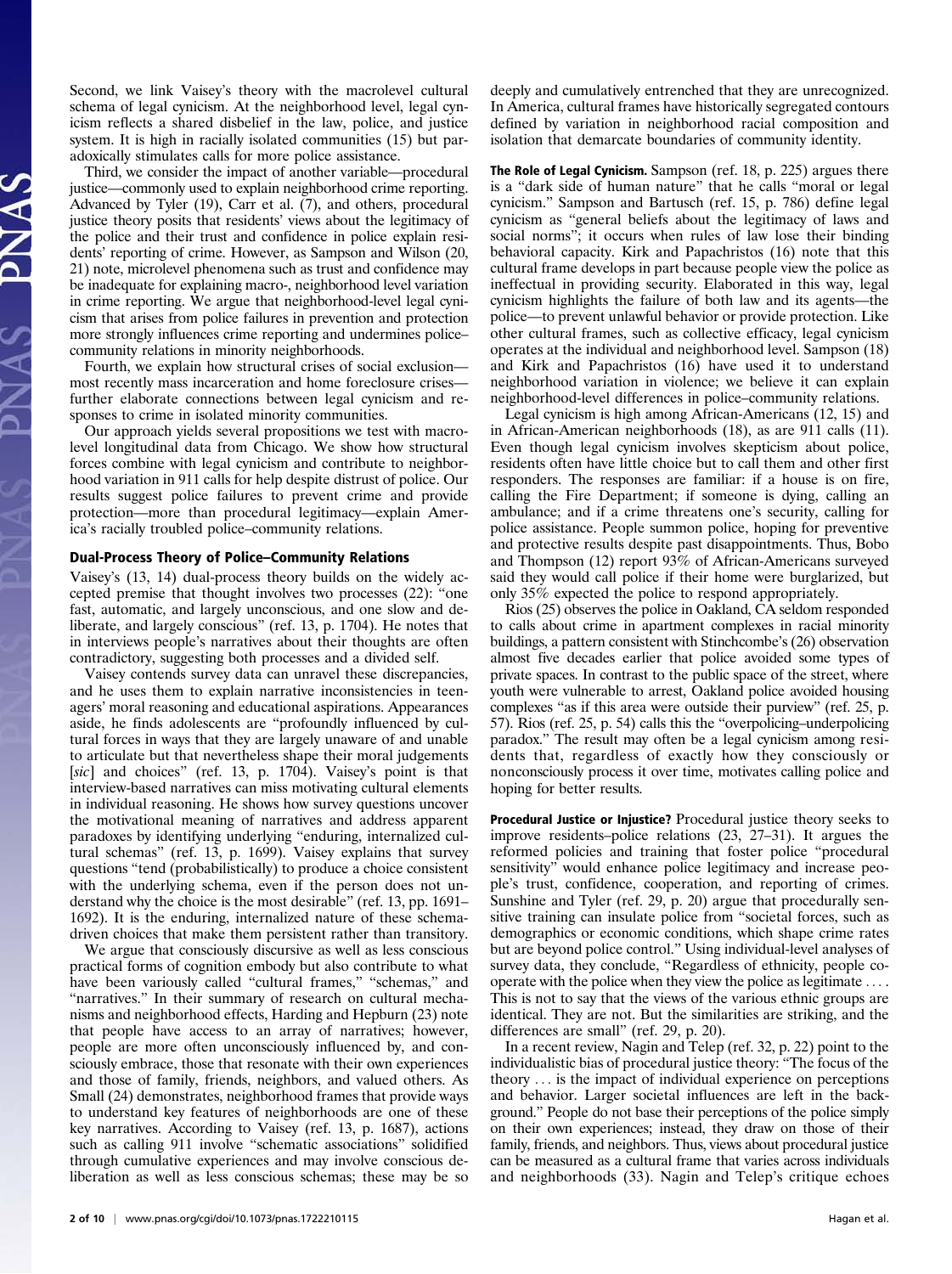Second, we link Vaisey's theory with the macrolevel cultural schema of legal cynicism. At the neighborhood level, legal cynicism reflects a shared disbelief in the law, police, and justice system. It is high in racially isolated communities (15) but paradoxically stimulates calls for more police assistance.

Third, we consider the impact of another variable—procedural justice—commonly used to explain neighborhood crime reporting. Advanced by Tyler (19), Carr et al. (7), and others, procedural justice theory posits that residents' views about the legitimacy of the police and their trust and confidence in police explain residents' reporting of crime. However, as Sampson and Wilson (20, 21) note, microlevel phenomena such as trust and confidence may be inadequate for explaining macro-, neighborhood level variation in crime reporting. We argue that neighborhood-level legal cynicism that arises from police failures in prevention and protection more strongly influences crime reporting and undermines police–community relations in minority neighborhoods.

Fourth, we explain how structural crises of social exclusion—most recently mass incarceration and home foreclosure crises—further elaborate connections between legal cynicism and responses to crime in isolated minority communities.

Our approach yields several propositions we test with macrolevel longitudinal data from Chicago. We show how structural forces combine with legal cynicism and contribute to neighborhood variation in 911 calls for help despite distrust of police. Our results suggest police failures to prevent crime and provide protection—more than procedural legitimacy—explain America's racially troubled police–community relations.

## Dual-Process Theory of Police–Community Relations

Vaisey's (13, 14) dual-process theory builds on the widely accepted premise that thought involves two processes (22): "one fast, automatic, and largely unconscious, and one slow and deliberate, and largely conscious" (ref. 13, p. 1704). He notes that in interviews people's narratives about their thoughts are often contradictory, suggesting both processes and a divided self.

Vaisey contends survey data can unravel these discrepancies, and he uses them to explain narrative inconsistencies in teenagers' moral reasoning and educational aspirations. Appearances aside, he finds adolescents are "profoundly influenced by cultural forces in ways that they are largely unaware of and unable to articulate but that nevertheless shape their moral judgements [*sic*] and choices" (ref. 13, p. 1704). Vaisey's point is that interview-based narratives can miss motivating cultural elements in individual reasoning. He shows how survey questions uncover the motivational meaning of narratives and address apparent paradoxes by identifying underlying "enduring, internalized cultural schemas" (ref. 13, p. 1699). Vaisey explains that survey questions "tend (probabilistically) to produce a choice consistent with the underlying schema, even if the person does not understand why the choice is the most desirable" (ref. 13, pp. 1691–1692). It is the enduring, internalized nature of these schema-driven choices that make them persistent rather than transitory.

We argue that consciously discursive as well as less conscious practical forms of cognition embody but also contribute to what have been variously called "cultural frames," "schemas," and "narratives." In their summary of research on cultural mechanisms and neighborhood effects, Harding and Hepburn (23) note that people have access to an array of narratives; however, people are more often unconsciously influenced by, and consciously embrace, those that resonate with their own experiences and those of family, friends, neighbors, and valued others. As Small (24) demonstrates, neighborhood frames that provide ways to understand key features of neighborhoods are one of these key narratives. According to Vaisey (ref. 13, p. 1687), actions such as calling 911 involve "schematic associations" solidified through cumulative experiences and may involve conscious deliberation as well as less conscious schemas; these may be so deeply and cumulatively entrenched that they are unrecognized. In America, cultural frames have historically segregated contours defined by variation in neighborhood racial composition and isolation that demarcate boundaries of community identity.

**The Role of Legal Cynicism.** Sampson (ref. 18, p. 225) argues there is a "dark side of human nature" that he calls "moral or legal cynicism." Sampson and Bartusch (ref. 15, p. 786) define legal cynicism as "general beliefs about the legitimacy of laws and social norms"; it occurs when rules of law lose their binding behavioral capacity. Kirk and Papachristos (16) note that this cultural frame develops in part because people view the police as ineffectual in providing security. Elaborated in this way, legal cynicism highlights the failure of both law and its agents—the police—to prevent unlawful behavior or provide protection. Like other cultural frames, such as collective efficacy, legal cynicism operates at the individual and neighborhood level. Sampson (18) and Kirk and Papachristos (16) have used it to understand neighborhood variation in violence; we believe it can explain neighborhood-level differences in police–community relations.

Legal cynicism is high among African-Americans (12, 15) and in African-American neighborhoods (18), as are 911 calls (11). Even though legal cynicism involves skepticism about police, residents often have little choice but to call them and other first responders. The responses are familiar: if a house is on fire, calling the Fire Department; if someone is dying, calling an ambulance; and if a crime threatens one's security, calling for police assistance. People summon police, hoping for preventive and protective results despite past disappointments. Thus, Bobo and Thompson (12) report 93% of African-Americans surveyed said they would call police if their home were burglarized, but only 35% expected the police to respond appropriately.

Rios (25) observes the police in Oakland, CA seldom responded to calls about crime in apartment complexes in racial minority buildings, a pattern consistent with Stinchcombe's (26) observation almost five decades earlier that police avoided some types of private spaces. In contrast to the public space of the street, where youth were vulnerable to arrest, Oakland police avoided housing complexes "as if this area were outside their purview" (ref. 25, p. 57). Rios (ref. 25, p. 54) calls this the "overpolicing–underpolicing paradox." The result may often be a legal cynicism among residents that, regardless of exactly how they consciously or nonconsciously process it over time, motivates calling police and hoping for better results.

**Procedural Justice or Injustice?** Procedural justice theory seeks to improve residents–police relations (23, 27–31). It argues the reformed policies and training that foster police "procedural sensitivity" would enhance police legitimacy and increase people's trust, confidence, cooperation, and reporting of crimes. Sunshine and Tyler (ref. 29, p. 20) argue that procedurally sensitive training can insulate police from "societal forces, such as demographics or economic conditions, which shape crime rates but are beyond police control." Using individual-level analyses of survey data, they conclude, "Regardless of ethnicity, people cooperate with the police when they view the police as legitimate . . . . This is not to say that the views of the various ethnic groups are identical. They are not. But the similarities are striking, and the differences are small" (ref. 29, p. 20).

In a recent review, Nagin and Telep (ref. 32, p. 22) point to the individualistic bias of procedural justice theory: "The focus of the theory . . . is the impact of individual experience on perceptions and behavior. Larger societal influences are left in the background." People do not base their perceptions of the police simply on their own experiences; instead, they draw on those of their family, friends, and neighbors. Thus, views about procedural justice can be measured as a cultural frame that varies across individuals and neighborhoods (33). Nagin and Telep's critique echoes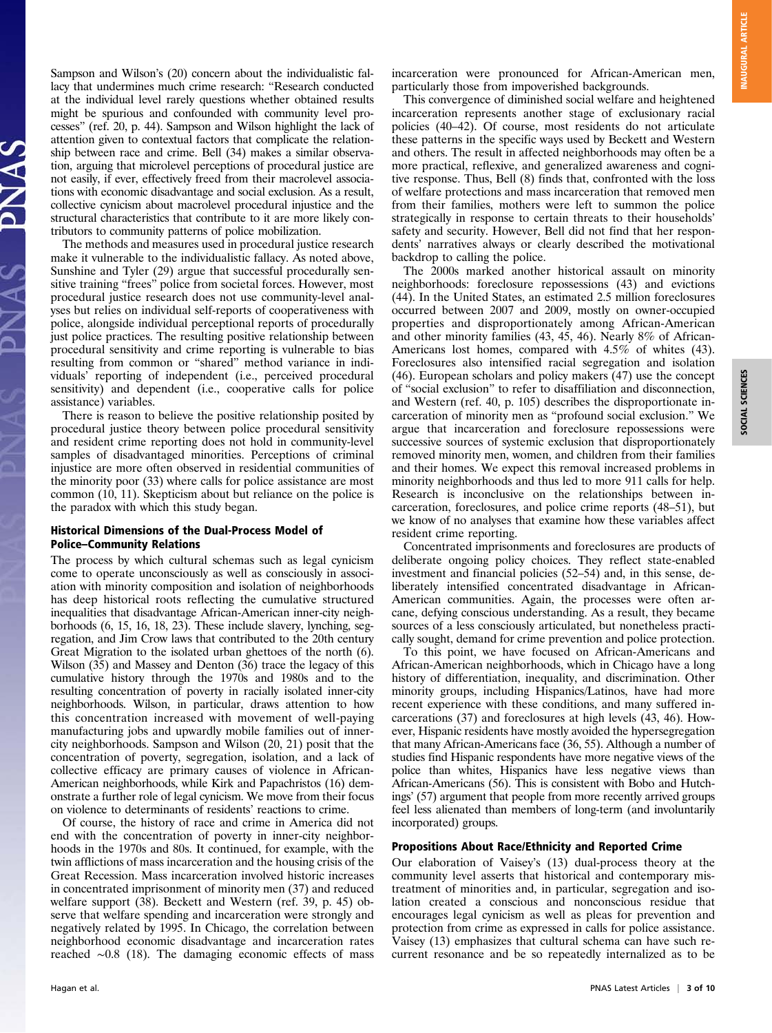Sampson and Wilson's (20) concern about the individualistic fallacy that undermines much crime research: "Research conducted at the individual level rarely questions whether obtained results might be spurious and confounded with community level processes" (ref. 20, p. 44). Sampson and Wilson highlight the lack of attention given to contextual factors that complicate the relationship between race and crime. Bell (34) makes a similar observation, arguing that microlevel perceptions of procedural justice are not easily, if ever, effectively freed from their macrolevel associations with economic disadvantage and social exclusion. As a result, collective cynicism about macrolevel procedural injustice and the structural characteristics that contribute to it are more likely contributors to community patterns of police mobilization.

The methods and measures used in procedural justice research make it vulnerable to the individualistic fallacy. As noted above, Sunshine and Tyler (29) argue that successful procedurally sensitive training "frees" police from societal forces. However, most procedural justice research does not use community-level analyses but relies on individual self-reports of cooperativeness with police, alongside individual perceptional reports of procedurally just police practices. The resulting positive relationship between procedural sensitivity and crime reporting is vulnerable to bias resulting from common or "shared" method variance in individuals' reporting of independent (i.e., perceived procedural sensitivity) and dependent (i.e., cooperative calls for police assistance) variables.

There is reason to believe the positive relationship posited by procedural justice theory between police procedural sensitivity and resident crime reporting does not hold in community-level samples of disadvantaged minorities. Perceptions of criminal injustice are more often observed in residential communities of the minority poor (33) where calls for police assistance are most common (10, 11). Skepticism about but reliance on the police is the paradox with which this study began.

### Historical Dimensions of the Dual-Process Model of Police–Community Relations

The process by which cultural schemas such as legal cynicism come to operate unconsciously as well as consciously in association with minority composition and isolation of neighborhoods has deep historical roots reflecting the cumulative structured inequalities that disadvantage African-American inner-city neighborhoods (6, 15, 16, 18, 23). These include slavery, lynching, segregation, and Jim Crow laws that contributed to the 20th century Great Migration to the isolated urban ghettoes of the north (6). Wilson (35) and Massey and Denton (36) trace the legacy of this cumulative history through the 1970s and 1980s and to the resulting concentration of poverty in racially isolated inner-city neighborhoods. Wilson, in particular, draws attention to how this concentration increased with movement of well-paying manufacturing jobs and upwardly mobile families out of inner-city neighborhoods. Sampson and Wilson (20, 21) posit that the concentration of poverty, segregation, isolation, and a lack of collective efficacy are primary causes of violence in African-American neighborhoods, while Kirk and Papachristos (16) demonstrate a further role of legal cynicism. We move from their focus on violence to determinants of residents' reactions to crime.

Of course, the history of race and crime in America did not end with the concentration of poverty in inner-city neighborhoods in the 1970s and 80s. It continued, for example, with the twin afflictions of mass incarceration and the housing crisis of the Great Recession. Mass incarceration involved historic increases in concentrated imprisonment of minority men (37) and reduced welfare support (38). Beckett and Western (ref. 39, p. 45) observe that welfare spending and incarceration were strongly and negatively related by 1995. In Chicago, the correlation between neighborhood economic disadvantage and incarceration rates reached ∼0.8 (18). The damaging economic effects of mass incarceration were pronounced for African-American men, particularly those from impoverished backgrounds.

This convergence of diminished social welfare and heightened incarceration represents another stage of exclusionary racial policies (40–42). Of course, most residents do not articulate these patterns in the specific ways used by Beckett and Western and others. The result in affected neighborhoods may often be a more practical, reflexive, and generalized awareness and cognitive response. Thus, Bell (8) finds that, confronted with the loss of welfare protections and mass incarceration that removed men from their families, mothers were left to summon the police strategically in response to certain threats to their households' safety and security. However, Bell did not find that her respondents' narratives always or clearly described the motivational backdrop to calling the police.

The 2000s marked another historical assault on minority neighborhoods: foreclosure repossessions (43) and evictions (44). In the United States, an estimated 2.5 million foreclosures occurred between 2007 and 2009, mostly on owner-occupied properties and disproportionately among African-American and other minority families (43, 45, 46). Nearly 8% of African-Americans lost homes, compared with 4.5% of whites (43). Foreclosures also intensified racial segregation and isolation (46). European scholars and policy makers (47) use the concept of "social exclusion" to refer to disaffiliation and disconnection, and Western (ref. 40, p. 105) describes the disproportionate incarceration of minority men as "profound social exclusion." We argue that incarceration and foreclosure repossessions were successive sources of systemic exclusion that disproportionately removed minority men, women, and children from their families and their homes. We expect this removal increased problems in minority neighborhoods and thus led to more 911 calls for help. Research is inconclusive on the relationships between incarceration, foreclosures, and police crime reports (48–51), but we know of no analyses that examine how these variables affect resident crime reporting.

Concentrated imprisonments and foreclosures are products of deliberate ongoing policy choices. They reflect state-enabled investment and financial policies (52–54) and, in this sense, deliberately intensified concentrated disadvantage in African-American communities. Again, the processes were often arcane, defying conscious understanding. As a result, they became sources of a less consciously articulated, but nonetheless practically sought, demand for crime prevention and police protection.

To this point, we have focused on African-Americans and African-American neighborhoods, which in Chicago have a long history of differentiation, inequality, and discrimination. Other minority groups, including Hispanics/Latinos, have had more recent experience with these conditions, and many suffered incarcerations (37) and foreclosures at high levels (43, 46). However, Hispanic residents have mostly avoided the hypersegregation that many African-Americans face (36, 55). Although a number of studies find Hispanic respondents have more negative views of the police than whites, Hispanics have less negative views than African-Americans (56). This is consistent with Bobo and Hutchings' (57) argument that people from more recently arrived groups feel less alienated than members of long-term (and involuntarily incorporated) groups.

### Propositions About Race/Ethnicity and Reported Crime

Our elaboration of Vaisey's (13) dual-process theory at the community level asserts that historical and contemporary mistreatment of minorities and, in particular, segregation and isolation created a conscious and nonconscious residue that encourages legal cynicism as well as pleas for prevention and protection from crime as expressed in calls for police assistance. Vaisey (13) emphasizes that cultural schema can have such recurrent resonance and be so repeatedly internalized as to be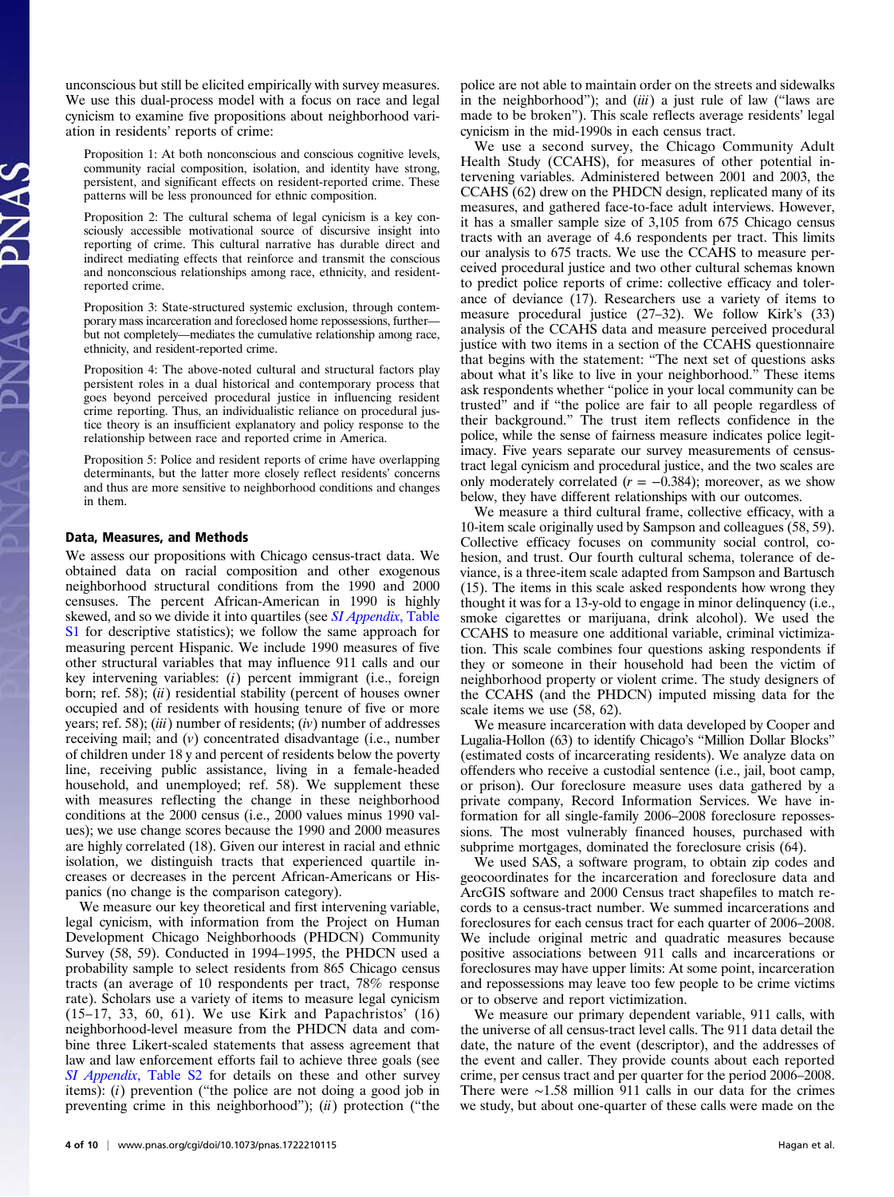unconscious but still be elicited empirically with survey measures. We use this dual-process model with a focus on race and legal cynicism to examine five propositions about neighborhood variation in residents' reports of crime:

> Proposition 1: At both nonconscious and conscious cognitive levels, community racial composition, isolation, and identity have strong, persistent, and significant effects on resident-reported crime. These patterns will be less pronounced for ethnic composition.
>
> Proposition 2: The cultural schema of legal cynicism is a key consciously accessible motivational source of discursive insight into reporting of crime. This cultural narrative has durable direct and indirect mediating effects that reinforce and transmit the conscious and nonconscious relationships among race, ethnicity, and resident-reported crime.
>
> Proposition 3: State-structured systemic exclusion, through contemporary mass incarceration and foreclosed home repossessions, further—but not completely—mediates the cumulative relationship among race, ethnicity, and resident-reported crime.
>
> Proposition 4: The above-noted cultural and structural factors play persistent roles in a dual historical and contemporary process that goes beyond perceived procedural justice in influencing resident crime reporting. Thus, an individualistic reliance on procedural justice theory is an insufficient explanatory and policy response to the relationship between race and reported crime in America.
>
> Proposition 5: Police and resident reports of crime have overlapping determinants, but the latter more closely reflect residents' concerns and thus are more sensitive to neighborhood conditions and changes in them.

## Data, Measures, and Methods

We assess our propositions with Chicago census-tract data. We obtained data on racial composition and other exogenous neighborhood structural conditions from the 1990 and 2000 censuses. The percent African-American in 1990 is highly skewed, and so we divide it into quartiles (see *SI Appendix*, Table S1 for descriptive statistics); we follow the same approach for measuring percent Hispanic. We include 1990 measures of five other structural variables that may influence 911 calls and our key intervening variables: (*i*) percent immigrant (i.e., foreign born; ref. 58); (*ii*) residential stability (percent of houses owner occupied and of residents with housing tenure of five or more years; ref. 58); (*iii*) number of residents; (*iv*) number of addresses receiving mail; and (*v*) concentrated disadvantage (i.e., number of children under 18 y and percent of residents below the poverty line, receiving public assistance, living in a female-headed household, and unemployed; ref. 58). We supplement these with measures reflecting the change in these neighborhood conditions at the 2000 census (i.e., 2000 values minus 1990 values); we use change scores because the 1990 and 2000 measures are highly correlated (18). Given our interest in racial and ethnic isolation, we distinguish tracts that experienced quartile increases or decreases in the percent African-Americans or Hispanics (no change is the comparison category).

We measure our key theoretical and first intervening variable, legal cynicism, with information from the Project on Human Development Chicago Neighborhoods (PHDCN) Community Survey (58, 59). Conducted in 1994–1995, the PHDCN used a probability sample to select residents from 865 Chicago census tracts (an average of 10 respondents per tract, 78% response rate). Scholars use a variety of items to measure legal cynicism (15–17, 33, 60, 61). We use Kirk and Papachristos' (16) neighborhood-level measure from the PHDCN data and combine three Likert-scaled statements that assess agreement that law and law enforcement efforts fail to achieve three goals (see *SI Appendix*, Table S2 for details on these and other survey items): (*i*) prevention ("the police are not doing a good job in preventing crime in this neighborhood"); (*ii*) protection ("the police are not able to maintain order on the streets and sidewalks in the neighborhood"); and (*iii*) a just rule of law ("laws are made to be broken"). This scale reflects average residents' legal cynicism in the mid-1990s in each census tract.

We use a second survey, the Chicago Community Adult Health Study (CCAHS), for measures of other potential intervening variables. Administered between 2001 and 2003, the CCAHS (62) drew on the PHDCN design, replicated many of its measures, and gathered face-to-face adult interviews. However, it has a smaller sample size of 3,105 from 675 Chicago census tracts with an average of 4.6 respondents per tract. This limits our analysis to 675 tracts. We use the CCAHS to measure perceived procedural justice and two other cultural schemas known to predict police reports of crime: collective efficacy and tolerance of deviance (17). Researchers use a variety of items to measure procedural justice (27–32). We follow Kirk's (33) analysis of the CCAHS data and measure perceived procedural justice with two items in a section of the CCAHS questionnaire that begins with the statement: "The next set of questions asks about what it's like to live in your neighborhood." These items ask respondents whether "police in your local community can be trusted" and if "the police are fair to all people regardless of their background." The trust item reflects confidence in the police, while the sense of fairness measure indicates police legitimacy. Five years separate our survey measurements of census-tract legal cynicism and procedural justice, and the two scales are only moderately correlated ($r = -0.384$); moreover, as we show below, they have different relationships with our outcomes.

We measure a third cultural frame, collective efficacy, with a 10-item scale originally used by Sampson and colleagues (58, 59). Collective efficacy focuses on community social control, cohesion, and trust. Our fourth cultural schema, tolerance of deviance, is a three-item scale adapted from Sampson and Bartusch (15). The items in this scale asked respondents how wrong they thought it was for a 13-y-old to engage in minor delinquency (i.e., smoke cigarettes or marijuana, drink alcohol). We used the CCAHS to measure one additional variable, criminal victimization. This scale combines four questions asking respondents if they or someone in their household had been the victim of neighborhood property or violent crime. The study designers of the CCAHS (and the PHDCN) imputed missing data for the scale items we use (58, 62).

We measure incarceration with data developed by Cooper and Lugalia-Hollon (63) to identify Chicago's "Million Dollar Blocks" (estimated costs of incarcerating residents). We analyze data on offenders who receive a custodial sentence (i.e., jail, boot camp, or prison). Our foreclosure measure uses data gathered by a private company, Record Information Services. We have information for all single-family 2006–2008 foreclosure repossessions. The most vulnerably financed houses, purchased with subprime mortgages, dominated the foreclosure crisis (64).

We used SAS, a software program, to obtain zip codes and geocoordinates for the incarceration and foreclosure data and ArcGIS software and 2000 Census tract shapefiles to match records to a census-tract number. We summed incarcerations and foreclosures for each census tract for each quarter of 2006–2008. We include original metric and quadratic measures because positive associations between 911 calls and incarcerations or foreclosures may have upper limits: At some point, incarceration and repossessions may leave too few people to be crime victims or to observe and report victimization.

We measure our primary dependent variable, 911 calls, with the universe of all census-tract level calls. The 911 data detail the date, the nature of the event (descriptor), and the addresses of the event and caller. They provide counts about each reported crime, per census tract and per quarter for the period 2006–2008. There were ~1.58 million 911 calls in our data for the crimes we study, but about one-quarter of these calls were made on the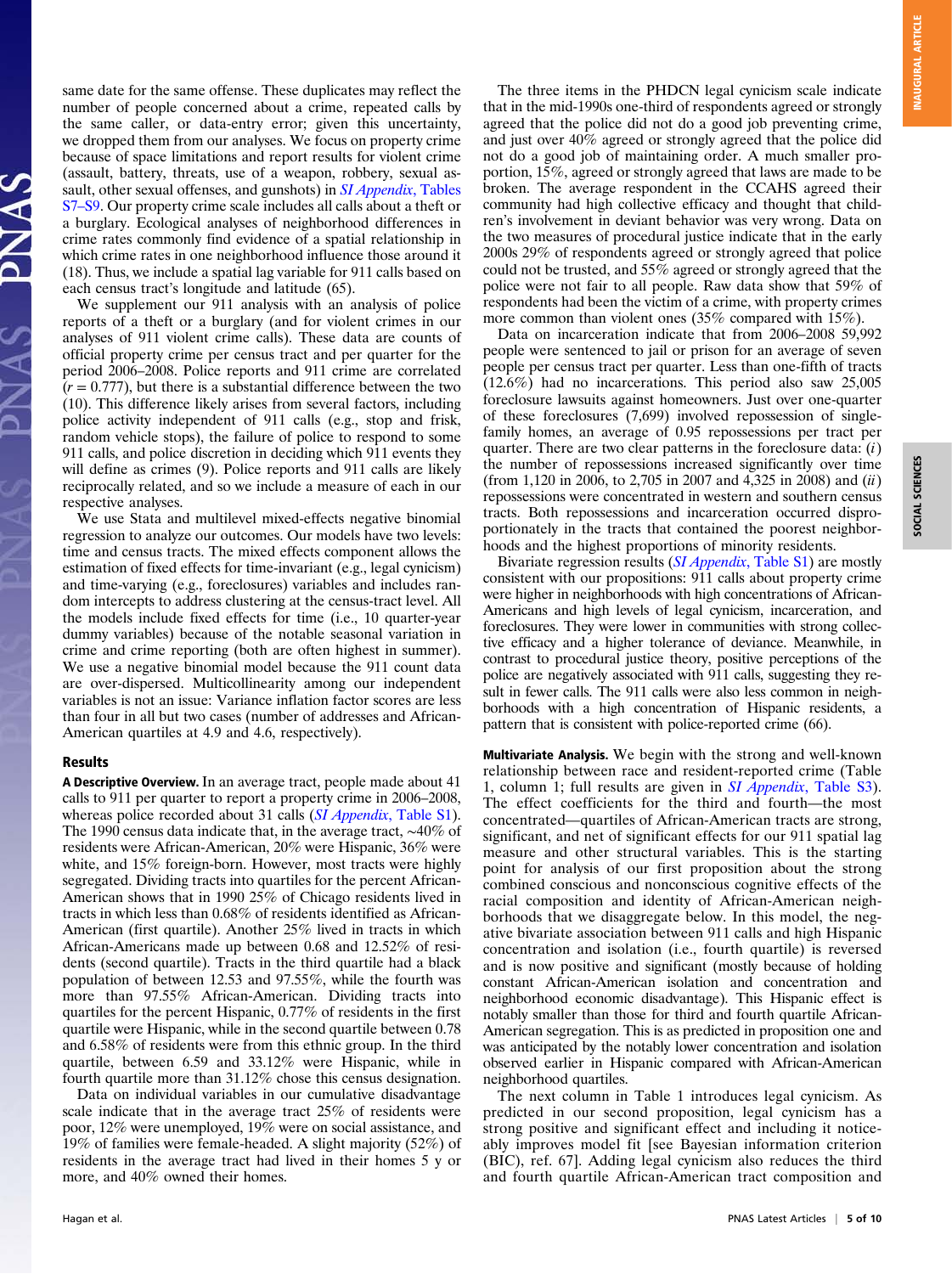same date for the same offense. These duplicates may reflect the number of people concerned about a crime, repeated calls by the same caller, or data-entry error; given this uncertainty, we dropped them from our analyses. We focus on property crime because of space limitations and report results for violent crime (assault, battery, threats, use of a weapon, robbery, sexual assault, other sexual offenses, and gunshots) in *SI Appendix*, Tables S7–S9. Our property crime scale includes all calls about a theft or a burglary. Ecological analyses of neighborhood differences in crime rates commonly find evidence of a spatial relationship in which crime rates in one neighborhood influence those around it (18). Thus, we include a spatial lag variable for 911 calls based on each census tract's longitude and latitude (65).

We supplement our 911 analysis with an analysis of police reports of a theft or a burglary (and for violent crimes in our analyses of 911 violent crime calls). These data are counts of official property crime per census tract and per quarter for the period 2006–2008. Police reports and 911 crime are correlated ($r = 0.777$), but there is a substantial difference between the two (10). This difference likely arises from several factors, including police activity independent of 911 calls (e.g., stop and frisk, random vehicle stops), the failure of police to respond to some 911 calls, and police discretion in deciding which 911 events they will define as crimes (9). Police reports and 911 calls are likely reciprocally related, and so we include a measure of each in our respective analyses.

We use Stata and multilevel mixed-effects negative binomial regression to analyze our outcomes. Our models have two levels: time and census tracts. The mixed effects component allows the estimation of fixed effects for time-invariant (e.g., legal cynicism) and time-varying (e.g., foreclosures) variables and includes random intercepts to address clustering at the census-tract level. All the models include fixed effects for time (i.e., 10 quarter-year dummy variables) because of the notable seasonal variation in crime and crime reporting (both are often highest in summer). We use a negative binomial model because the 911 count data are over-dispersed. Multicollinearity among our independent variables is not an issue: Variance inflation factor scores are less than four in all but two cases (number of addresses and African-American quartiles at 4.9 and 4.6, respectively).

## Results

**A Descriptive Overview.** In an average tract, people made about 41 calls to 911 per quarter to report a property crime in 2006–2008, whereas police recorded about 31 calls (*SI Appendix*, Table S1). The 1990 census data indicate that, in the average tract, ~40% of residents were African-American, 20% were Hispanic, 36% were white, and 15% foreign-born. However, most tracts were highly segregated. Dividing tracts into quartiles for the percent African-American shows that in 1990 25% of Chicago residents lived in tracts in which less than 0.68% of residents identified as African-American (first quartile). Another 25% lived in tracts in which African-Americans made up between 0.68 and 12.52% of residents (second quartile). Tracts in the third quartile had a black population of between 12.53 and 97.55%, while the fourth was more than 97.55% African-American. Dividing tracts into quartiles for the percent Hispanic, 0.77% of residents in the first quartile were Hispanic, while in the second quartile between 0.78 and 6.58% of residents were from this ethnic group. In the third quartile, between 6.59 and 33.12% were Hispanic, while in fourth quartile more than 31.12% chose this census designation.

Data on individual variables in our cumulative disadvantage scale indicate that in the average tract 25% of residents were poor, 12% were unemployed, 19% were on social assistance, and 19% of families were female-headed. A slight majority (52%) of residents in the average tract had lived in their homes 5 y or more, and 40% owned their homes.

The three items in the PHDCN legal cynicism scale indicate that in the mid-1990s one-third of respondents agreed or strongly agreed that the police did not do a good job preventing crime, and just over 40% agreed or strongly agreed that the police did not do a good job of maintaining order. A much smaller proportion, 15%, agreed or strongly agreed that laws are made to be broken. The average respondent in the CCAHS agreed their community had high collective efficacy and thought that children's involvement in deviant behavior was very wrong. Data on the two measures of procedural justice indicate that in the early 2000s 29% of respondents agreed or strongly agreed that police could not be trusted, and 55% agreed or strongly agreed that the police were not fair to all people. Raw data show that 59% of respondents had been the victim of a crime, with property crimes more common than violent ones (35% compared with 15%).

Data on incarceration indicate that from 2006–2008 59,992 people were sentenced to jail or prison for an average of seven people per census tract per quarter. Less than one-fifth of tracts (12.6%) had no incarcerations. This period also saw 25,005 foreclosure lawsuits against homeowners. Just over one-quarter of these foreclosures (7,699) involved repossession of single-family homes, an average of 0.95 repossessions per tract per quarter. There are two clear patterns in the foreclosure data: (*i*) the number of repossessions increased significantly over time (from 1,120 in 2006, to 2,705 in 2007 and 4,325 in 2008) and (*ii*) repossessions were concentrated in western and southern census tracts. Both repossessions and incarceration occurred disproportionately in the tracts that contained the poorest neighborhoods and the highest proportions of minority residents.

Bivariate regression results (*SI Appendix*, Table S1) are mostly consistent with our propositions: 911 calls about property crime were higher in neighborhoods with high concentrations of African-Americans and high levels of legal cynicism, incarceration, and foreclosures. They were lower in communities with strong collective efficacy and a higher tolerance of deviance. Meanwhile, in contrast to procedural justice theory, positive perceptions of the police are negatively associated with 911 calls, suggesting they result in fewer calls. The 911 calls were also less common in neighborhoods with a high concentration of Hispanic residents, a pattern that is consistent with police-reported crime (66).

**Multivariate Analysis.** We begin with the strong and well-known relationship between race and resident-reported crime (Table 1, column 1; full results are given in *SI Appendix*, Table S3). The effect coefficients for the third and fourth—the most concentrated—quartiles of African-American tracts are strong, significant, and net of significant effects for our 911 spatial lag measure and other structural variables. This is the starting point for analysis of our first proposition about the strong combined conscious and nonconscious cognitive effects of the racial composition and identity of African-American neighborhoods that we disaggregate below. In this model, the negative bivariate association between 911 calls and high Hispanic concentration and isolation (i.e., fourth quartile) is reversed and is now positive and significant (mostly because of holding constant African-American isolation and concentration and neighborhood economic disadvantage). This Hispanic effect is notably smaller than those for third and fourth quartile African-American segregation. This is as predicted in proposition one and was anticipated by the notably lower concentration and isolation observed earlier in Hispanic compared with African-American neighborhood quartiles.

The next column in Table 1 introduces legal cynicism. As predicted in our second proposition, legal cynicism has a strong positive and significant effect and including it noticeably improves model fit [see Bayesian information criterion (BIC), ref. 67]. Adding legal cynicism also reduces the third and fourth quartile African-American tract composition and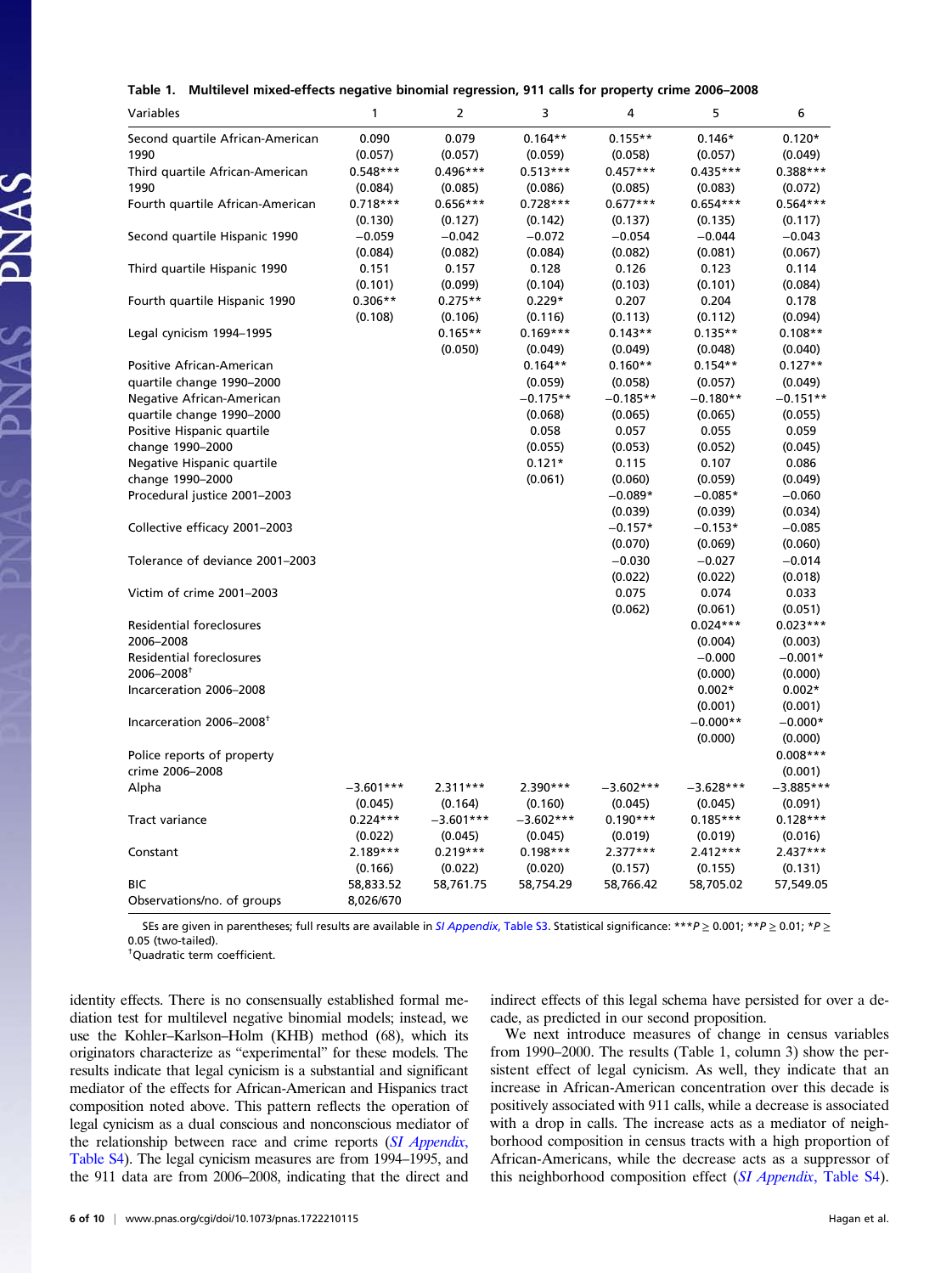**Table 1. Multilevel mixed-effects negative binomial regression, 911 calls for property crime 2006–2008**

| Variables | 1 | 2 | 3 | 4 | 5 | 6 |
|---|---|---|---|---|---|---|
| Second quartile African-American 1990 | 0.090 | 0.079 | 0.164** | 0.155** | 0.146* | 0.120* |
| | (0.057) | (0.057) | (0.059) | (0.058) | (0.057) | (0.049) |
| Third quartile African-American 1990 | 0.548*** | 0.496*** | 0.513*** | 0.457*** | 0.435*** | 0.388*** |
| | (0.084) | (0.085) | (0.086) | (0.085) | (0.083) | (0.072) |
| Fourth quartile African-American | 0.718*** | 0.656*** | 0.728*** | 0.677*** | 0.654*** | 0.564*** |
| | (0.130) | (0.127) | (0.142) | (0.137) | (0.135) | (0.117) |
| Second quartile Hispanic 1990 | −0.059 | −0.042 | −0.072 | −0.054 | −0.044 | −0.043 |
| | (0.084) | (0.082) | (0.084) | (0.082) | (0.081) | (0.067) |
| Third quartile Hispanic 1990 | 0.151 | 0.157 | 0.128 | 0.126 | 0.123 | 0.114 |
| | (0.101) | (0.099) | (0.104) | (0.103) | (0.101) | (0.084) |
| Fourth quartile Hispanic 1990 | 0.306** | 0.275** | 0.229* | 0.207 | 0.204 | 0.178 |
| | (0.108) | (0.106) | (0.116) | (0.113) | (0.112) | (0.094) |
| Legal cynicism 1994–1995 | | 0.165** | 0.169*** | 0.143** | 0.135** | 0.108** |
| | | (0.050) | (0.049) | (0.049) | (0.048) | (0.040) |
| Positive African-American quartile change 1990–2000 | | | 0.164** | 0.160** | 0.154** | 0.127** |
| | | | (0.059) | (0.058) | (0.057) | (0.049) |
| Negative African-American quartile change 1990–2000 | | | −0.175** | −0.185** | −0.180** | −0.151** |
| | | | (0.068) | (0.065) | (0.065) | (0.055) |
| Positive Hispanic quartile change 1990–2000 | | | 0.058 | 0.057 | 0.055 | 0.059 |
| | | | (0.055) | (0.053) | (0.052) | (0.045) |
| Negative Hispanic quartile change 1990–2000 | | | 0.121* | 0.115 | 0.107 | 0.086 |
| | | | (0.061) | (0.060) | (0.059) | (0.049) |
| Procedural justice 2001–2003 | | | | −0.089* | −0.085* | −0.060 |
| | | | | (0.039) | (0.039) | (0.034) |
| Collective efficacy 2001–2003 | | | | −0.157* | −0.153* | −0.085 |
| | | | | (0.070) | (0.069) | (0.060) |
| Tolerance of deviance 2001–2003 | | | | −0.030 | −0.027 | −0.014 |
| | | | | (0.022) | (0.022) | (0.018) |
| Victim of crime 2001–2003 | | | | 0.075 | 0.074 | 0.033 |
| | | | | (0.062) | (0.061) | (0.051) |
| Residential foreclosures 2006–2008 | | | | | 0.024*** | 0.023*** |
| | | | | | (0.004) | (0.003) |
| Residential foreclosures 2006–2008[†] | | | | | −0.000 | −0.001* |
| | | | | | (0.000) | (0.000) |
| Incarceration 2006–2008 | | | | | 0.002* | 0.002* |
| | | | | | (0.001) | (0.001) |
| Incarceration 2006–2008[†] | | | | | −0.000** | −0.000* |
| | | | | | (0.000) | (0.000) |
| Police reports of property crime 2006–2008 | | | | | | 0.008*** |
| | | | | | | (0.001) |
| Alpha | −3.601*** | 2.311*** | 2.390*** | −3.602*** | −3.628*** | −3.885*** |
| | (0.045) | (0.164) | (0.160) | (0.045) | (0.045) | (0.091) |
| Tract variance | 0.224*** | −3.601*** | −3.602*** | 0.190*** | 0.185*** | 0.128*** |
| | (0.022) | (0.045) | (0.045) | (0.019) | (0.019) | (0.016) |
| Constant | 2.189*** | 0.219*** | 0.198*** | 2.377*** | 2.412*** | 2.437*** |
| | (0.166) | (0.022) | (0.020) | (0.157) | (0.155) | (0.131) |
| BIC | 58,833.52 | 58,761.75 | 58,754.29 | 58,766.42 | 58,705.02 | 57,549.05 |
| Observations/no. of groups | 8,026/670 | | | | | |

SEs are given in parentheses; full results are available in *SI Appendix*, Table S3. Statistical significance: ***$P \geq 0.001$; **$P \geq 0.01$; *$P \geq 0.05$ (two-tailed).
[†]Quadratic term coefficient.

identity effects. There is no consensually established formal mediation test for multilevel negative binomial models; instead, we use the Kohler–Karlson–Holm (KHB) method (68), which its originators characterize as "experimental" for these models. The results indicate that legal cynicism is a substantial and significant mediator of the effects for African-American and Hispanics tract composition noted above. This pattern reflects the operation of legal cynicism as a dual conscious and nonconscious mediator of the relationship between race and crime reports (*SI Appendix*, Table S4). The legal cynicism measures are from 1994–1995, and the 911 data are from 2006–2008, indicating that the direct and indirect effects of this legal schema have persisted for over a decade, as predicted in our second proposition.

We next introduce measures of change in census variables from 1990–2000. The results (Table 1, column 3) show the persistent effect of legal cynicism. As well, they indicate that an increase in African-American concentration over this decade is positively associated with 911 calls, while a decrease is associated with a drop in calls. The increase acts as a mediator of neighborhood composition in census tracts with a high proportion of African-Americans, while the decrease acts as a suppressor of this neighborhood composition effect (*SI Appendix*, Table S4).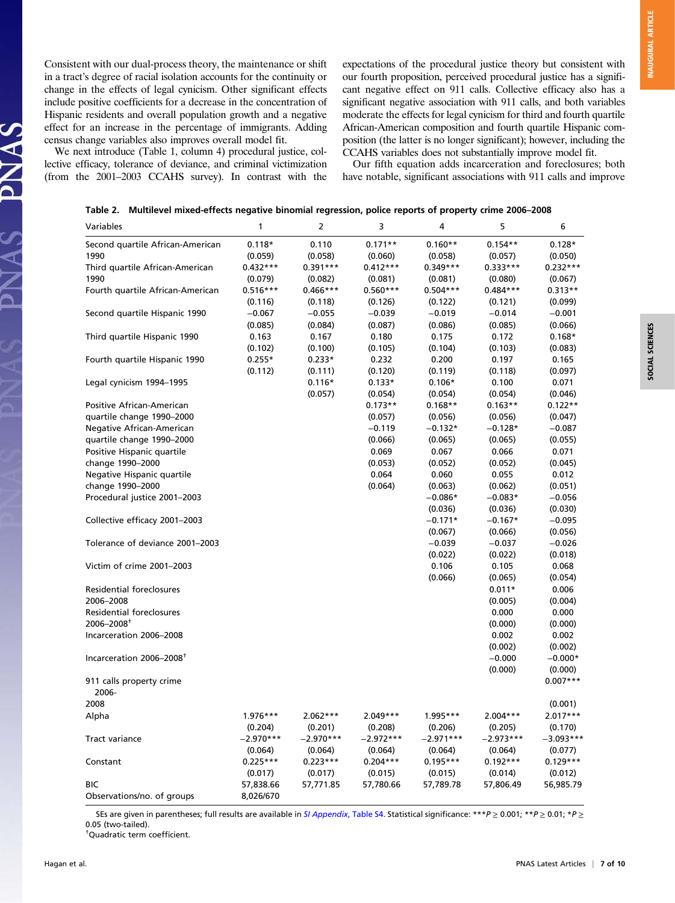Consistent with our dual-process theory, the maintenance or shift in a tract's degree of racial isolation accounts for the continuity or change in the effects of legal cynicism. Other significant effects include positive coefficients for a decrease in the concentration of Hispanic residents and overall population growth and a negative effect for an increase in the percentage of immigrants. Adding census change variables also improves overall model fit.

We next introduce (Table 1, column 4) procedural justice, collective efficacy, tolerance of deviance, and criminal victimization (from the 2001–2003 CCAHS survey). In contrast with the expectations of the procedural justice theory but consistent with our fourth proposition, perceived procedural justice has a significant negative effect on 911 calls. Collective efficacy also has a significant negative association with 911 calls, and both variables moderate the effects for legal cynicism for third and fourth quartile African-American composition and fourth quartile Hispanic composition (the latter is no longer significant); however, including the CCAHS variables does not substantially improve model fit.

Our fifth equation adds incarceration and foreclosures; both have notable, significant associations with 911 calls and improve

**Table 2. Multilevel mixed-effects negative binomial regression, police reports of property crime 2006–2008**

| Variables | 1 | 2 | 3 | 4 | 5 | 6 |
|---|---|---|---|---|---|---|
| Second quartile African-American 1990 | 0.118* | 0.110 | 0.171** | 0.160** | 0.154** | 0.128* |
| | (0.059) | (0.058) | (0.060) | (0.058) | (0.057) | (0.050) |
| Third quartile African-American 1990 | 0.432*** | 0.391*** | 0.412*** | 0.349*** | 0.333*** | 0.232*** |
| | (0.079) | (0.082) | (0.081) | (0.081) | (0.080) | (0.067) |
| Fourth quartile African-American | 0.516*** | 0.466*** | 0.560*** | 0.504*** | 0.484*** | 0.313** |
| | (0.116) | (0.118) | (0.126) | (0.122) | (0.121) | (0.099) |
| Second quartile Hispanic 1990 | −0.067 | −0.055 | −0.039 | −0.019 | −0.014 | −0.001 |
| | (0.085) | (0.084) | (0.087) | (0.086) | (0.085) | (0.066) |
| Third quartile Hispanic 1990 | 0.163 | 0.167 | 0.180 | 0.175 | 0.172 | 0.168* |
| | (0.102) | (0.100) | (0.105) | (0.104) | (0.103) | (0.083) |
| Fourth quartile Hispanic 1990 | 0.255* | 0.233* | 0.232 | 0.200 | 0.197 | 0.165 |
| | (0.112) | (0.111) | (0.120) | (0.119) | (0.118) | (0.097) |
| Legal cynicism 1994–1995 | | 0.116* | 0.133* | 0.106* | 0.100 | 0.071 |
| | | (0.057) | (0.054) | (0.054) | (0.054) | (0.046) |
| Positive African-American quartile change 1990–2000 | | | 0.173** | 0.168** | 0.163** | 0.122** |
| | | | (0.057) | (0.056) | (0.056) | (0.047) |
| Negative African-American quartile change 1990–2000 | | | −0.119 | −0.132* | −0.128* | −0.087 |
| | | | (0.066) | (0.065) | (0.065) | (0.055) |
| Positive Hispanic quartile change 1990–2000 | | | 0.069 | 0.067 | 0.066 | 0.071 |
| | | | (0.053) | (0.052) | (0.052) | (0.045) |
| Negative Hispanic quartile change 1990–2000 | | | 0.064 | 0.060 | 0.055 | 0.012 |
| | | | (0.064) | (0.063) | (0.062) | (0.051) |
| Procedural justice 2001–2003 | | | | −0.086* | −0.083* | −0.056 |
| | | | | (0.036) | (0.036) | (0.030) |
| Collective efficacy 2001–2003 | | | | −0.171* | −0.167* | −0.095 |
| | | | | (0.067) | (0.066) | (0.056) |
| Tolerance of deviance 2001–2003 | | | | −0.039 | −0.037 | −0.026 |
| | | | | (0.022) | (0.022) | (0.018) |
| Victim of crime 2001–2003 | | | | 0.106 | 0.105 | 0.068 |
| | | | | (0.066) | (0.065) | (0.054) |
| Residential foreclosures 2006–2008 | | | | | 0.011* | 0.006 |
| | | | | | (0.005) | (0.004) |
| Residential foreclosures 2006–2008[†] | | | | | 0.000 | 0.000 |
| | | | | | (0.000) | (0.000) |
| Incarceration 2006–2008 | | | | | 0.002 | 0.002 |
| | | | | | (0.002) | (0.002) |
| Incarceration 2006–2008[†] | | | | | −0.000 | −0.000* |
| | | | | | (0.000) | (0.000) |
| 911 calls property crime 2006-2008 | | | | | | 0.007*** |
| | | | | | | (0.001) |
| Alpha | 1.976*** | 2.062*** | 2.049*** | 1.995*** | 2.004*** | 2.017*** |
| | (0.204) | (0.201) | (0.208) | (0.206) | (0.205) | (0.170) |
| Tract variance | −2.970*** | −2.970*** | −2.972*** | −2.971*** | −2.973*** | −3.093*** |
| | (0.064) | (0.064) | (0.064) | (0.064) | (0.064) | (0.077) |
| Constant | 0.225*** | 0.223*** | 0.204*** | 0.195*** | 0.192*** | 0.129*** |
| | (0.017) | (0.017) | (0.015) | (0.015) | (0.014) | (0.012) |
| BIC | 57,838.66 | 57,771.85 | 57,780.66 | 57,789.78 | 57,806.49 | 56,985.79 |
| Observations/no. of groups | 8,026/670 | | | | | |

SEs are given in parentheses; full results are available in *SI Appendix*, Table S4. Statistical significance: ***$P \geq 0.001$; **$P \geq 0.01$; *$P \geq 0.05$ (two-tailed).

[†]Quadratic term coefficient.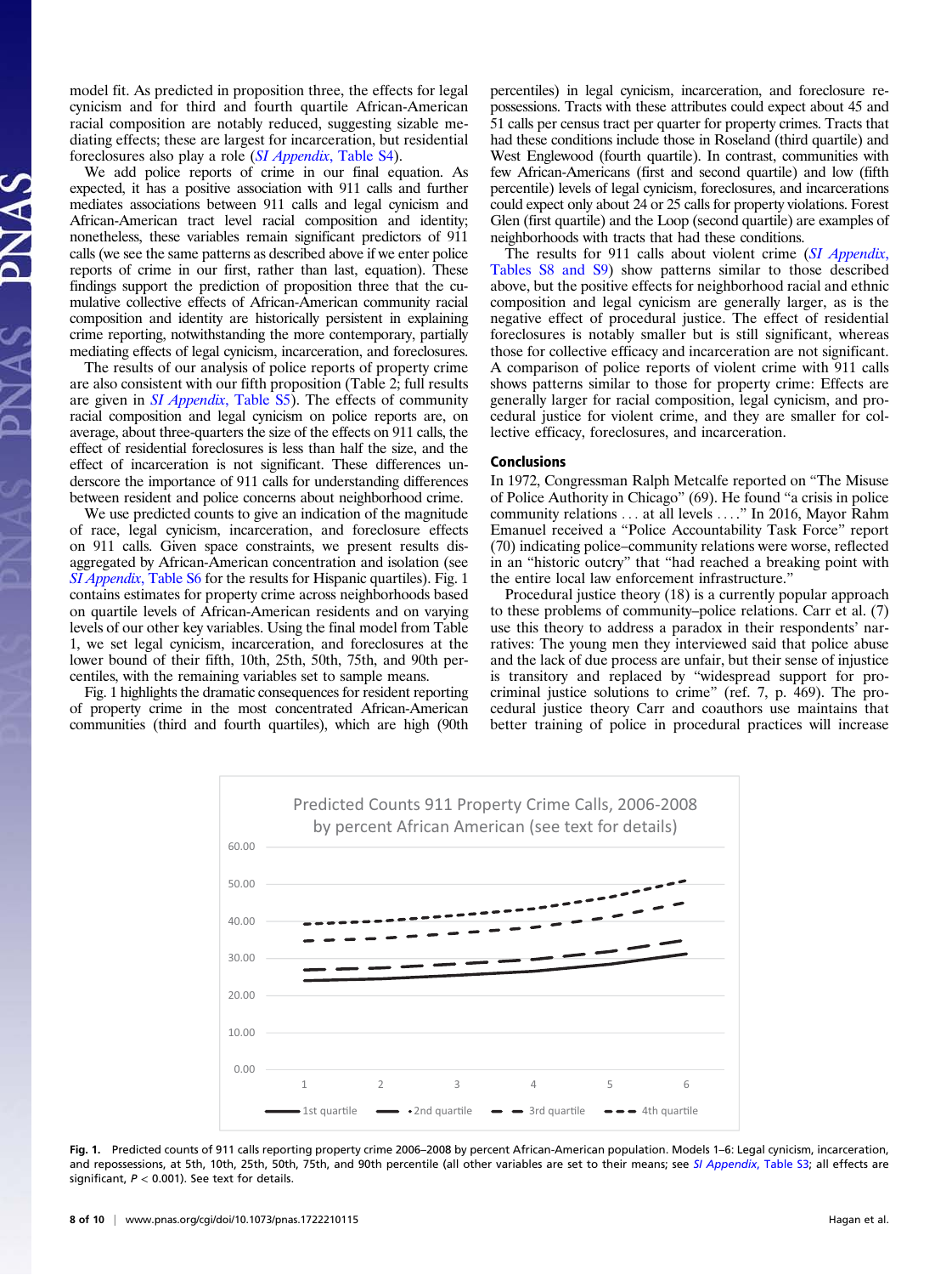model fit. As predicted in proposition three, the effects for legal cynicism and for third and fourth quartile African-American racial composition are notably reduced, suggesting sizable mediating effects; these are largest for incarceration, but residential foreclosures also play a role (*SI Appendix*, Table S4).

We add police reports of crime in our final equation. As expected, it has a positive association with 911 calls and further mediates associations between 911 calls and legal cynicism and African-American tract level racial composition and identity; nonetheless, these variables remain significant predictors of 911 calls (we see the same patterns as described above if we enter police reports of crime in our first, rather than last, equation). These findings support the prediction of proposition three that the cumulative collective effects of African-American community racial composition and identity are historically persistent in explaining crime reporting, notwithstanding the more contemporary, partially mediating effects of legal cynicism, incarceration, and foreclosures.

The results of our analysis of police reports of property crime are also consistent with our fifth proposition (Table 2; full results are given in *SI Appendix*, Table S5). The effects of community racial composition and legal cynicism on police reports are, on average, about three-quarters the size of the effects on 911 calls, the effect of residential foreclosures is less than half the size, and the effect of incarceration is not significant. These differences underscore the importance of 911 calls for understanding differences between resident and police concerns about neighborhood crime.

We use predicted counts to give an indication of the magnitude of race, legal cynicism, incarceration, and foreclosure effects on 911 calls. Given space constraints, we present results disaggregated by African-American concentration and isolation (see *SI Appendix*, Table S6 for the results for Hispanic quartiles). Fig. 1 contains estimates for property crime across neighborhoods based on quartile levels of African-American residents and on varying levels of our other key variables. Using the final model from Table 1, we set legal cynicism, incarceration, and foreclosures at the lower bound of their fifth, 10th, 25th, 50th, 75th, and 90th percentiles, with the remaining variables set to sample means.

Fig. 1 highlights the dramatic consequences for resident reporting of property crime in the most concentrated African-American communities (third and fourth quartiles), which are high (90th percentiles) in legal cynicism, incarceration, and foreclosure repossessions. Tracts with these attributes could expect about 45 and 51 calls per census tract per quarter for property crimes. Tracts that had these conditions include those in Roseland (third quartile) and West Englewood (fourth quartile). In contrast, communities with few African-Americans (first and second quartile) and low (fifth percentile) levels of legal cynicism, foreclosures, and incarcerations could expect only about 24 or 25 calls for property violations. Forest Glen (first quartile) and the Loop (second quartile) are examples of neighborhoods with tracts that had these conditions.

The results for 911 calls about violent crime (*SI Appendix*, Tables S8 and S9) show patterns similar to those described above, but the positive effects for neighborhood racial and ethnic composition and legal cynicism are generally larger, as is the negative effect of procedural justice. The effect of residential foreclosures is notably smaller but is still significant, whereas those for collective efficacy and incarceration are not significant. A comparison of police reports of violent crime with 911 calls shows patterns similar to those for property crime: Effects are generally larger for racial composition, legal cynicism, and procedural justice for violent crime, and they are smaller for collective efficacy, foreclosures, and incarceration.

## Conclusions

In 1972, Congressman Ralph Metcalfe reported on "The Misuse of Police Authority in Chicago" (69). He found "a crisis in police community relations . . . at all levels . . . ." In 2016, Mayor Rahm Emanuel received a "Police Accountability Task Force" report (70) indicating police–community relations were worse, reflected in an "historic outcry" that "had reached a breaking point with the entire local law enforcement infrastructure."

Procedural justice theory (18) is a currently popular approach to these problems of community–police relations. Carr et al. (7) use this theory to address a paradox in their respondents' narratives: The young men they interviewed said that police abuse and the lack of due process are unfair, but their sense of injustice is transitory and replaced by "widespread support for pro-criminal justice solutions to crime" (ref. 7, p. 469). The procedural justice theory Carr and coauthors use maintains that better training of police in procedural practices will increase

Fig. 1. Predicted counts of 911 calls reporting property crime 2006–2008 by percent African-American population. Models 1–6: Legal cynicism, incarceration, and repossessions, at 5th, 10th, 25th, 50th, 75th, and 90th percentile (all other variables are set to their means; see *SI Appendix*, Table S3; all effects are significant, $P < 0.001$). See text for details.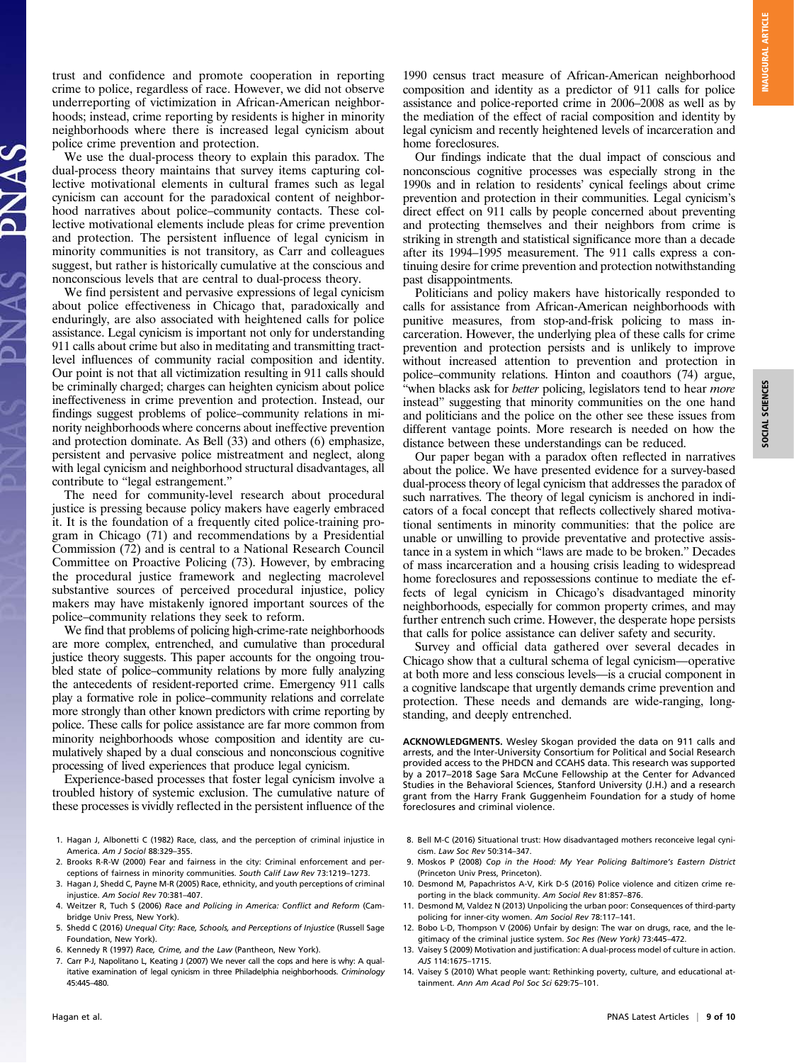trust and confidence and promote cooperation in reporting crime to police, regardless of race. However, we did not observe underreporting of victimization in African-American neighborhoods; instead, crime reporting by residents is higher in minority neighborhoods where there is increased legal cynicism about police crime prevention and protection.

We use the dual-process theory to explain this paradox. The dual-process theory maintains that survey items capturing collective motivational elements in cultural frames such as legal cynicism can account for the paradoxical content of neighborhood narratives about police–community contacts. These collective motivational elements include pleas for crime prevention and protection. The persistent influence of legal cynicism in minority communities is not transitory, as Carr and colleagues suggest, but rather is historically cumulative at the conscious and nonconscious levels that are central to dual-process theory.

We find persistent and pervasive expressions of legal cynicism about police effectiveness in Chicago that, paradoxically and enduringly, are also associated with heightened calls for police assistance. Legal cynicism is important not only for understanding 911 calls about crime but also in meditating and transmitting tract-level influences of community racial composition and identity. Our point is not that all victimization resulting in 911 calls should be criminally charged; charges can heighten cynicism about police ineffectiveness in crime prevention and protection. Instead, our findings suggest problems of police–community relations in minority neighborhoods where concerns about ineffective prevention and protection dominate. As Bell (33) and others (6) emphasize, persistent and pervasive police mistreatment and neglect, along with legal cynicism and neighborhood structural disadvantages, all contribute to "legal estrangement."

The need for community-level research about procedural justice is pressing because policy makers have eagerly embraced it. It is the foundation of a frequently cited police-training program in Chicago (71) and recommendations by a Presidential Commission (72) and is central to a National Research Council Committee on Proactive Policing (73). However, by embracing the procedural justice framework and neglecting macrolevel substantive sources of perceived procedural injustice, policy makers may have mistakenly ignored important sources of the police–community relations they seek to reform.

We find that problems of policing high-crime-rate neighborhoods are more complex, entrenched, and cumulative than procedural justice theory suggests. This paper accounts for the ongoing troubled state of police–community relations by more fully analyzing the antecedents of resident-reported crime. Emergency 911 calls play a formative role in police–community relations and correlate more strongly than other known predictors with crime reporting by police. These calls for police assistance are far more common from minority neighborhoods whose composition and identity are cumulatively shaped by a dual conscious and nonconscious cognitive processing of lived experiences that produce legal cynicism.

Experience-based processes that foster legal cynicism involve a troubled history of systemic exclusion. The cumulative nature of these processes is vividly reflected in the persistent influence of the 1990 census tract measure of African-American neighborhood composition and identity as a predictor of 911 calls for police assistance and police-reported crime in 2006–2008 as well as by the mediation of the effect of racial composition and identity by legal cynicism and recently heightened levels of incarceration and home foreclosures.

Our findings indicate that the dual impact of conscious and nonconscious cognitive processes was especially strong in the 1990s and in relation to residents' cynical feelings about crime prevention and protection in their communities. Legal cynicism's direct effect on 911 calls by people concerned about preventing and protecting themselves and their neighbors from crime is striking in strength and statistical significance more than a decade after its 1994–1995 measurement. The 911 calls express a continuing desire for crime prevention and protection notwithstanding past disappointments.

Politicians and policy makers have historically responded to calls for assistance from African-American neighborhoods with punitive measures, from stop-and-frisk policing to mass incarceration. However, the underlying plea of these calls for crime prevention and protection persists and is unlikely to improve without increased attention to prevention and protection in police–community relations. Hinton and coauthors (74) argue, "when blacks ask for *better* policing, legislators tend to hear *more* instead" suggesting that minority communities on the one hand and politicians and the police on the other see these issues from different vantage points. More research is needed on how the distance between these understandings can be reduced.

Our paper began with a paradox often reflected in narratives about the police. We have presented evidence for a survey-based dual-process theory of legal cynicism that addresses the paradox of such narratives. The theory of legal cynicism is anchored in indicators of a focal concept that reflects collectively shared motivational sentiments in minority communities: that the police are unable or unwilling to provide preventative and protective assistance in a system in which "laws are made to be broken." Decades of mass incarceration and a housing crisis leading to widespread home foreclosures and repossessions continue to mediate the effects of legal cynicism in Chicago's disadvantaged minority neighborhoods, especially for common property crimes, and may further entrench such crime. However, the desperate hope persists that calls for police assistance can deliver safety and security.

Survey and official data gathered over several decades in Chicago show that a cultural schema of legal cynicism—operative at both more and less conscious levels—is a crucial component in a cognitive landscape that urgently demands crime prevention and protection. These needs and demands are wide-ranging, long-standing, and deeply entrenched.

**ACKNOWLEDGMENTS.** Wesley Skogan provided the data on 911 calls and arrests, and the Inter-University Consortium for Political and Social Research provided access to the PHDCN and CCAHS data. This research was supported by a 2017–2018 Sage Sara McCune Fellowship at the Center for Advanced Studies in the Behavioral Sciences, Stanford University (J.H.) and a research grant from the Harry Frank Guggenheim Foundation for a study of home foreclosures and criminal violence.

1. Hagan J, Albonetti C (1982) Race, class, and the perception of criminal injustice in America. *Am J Sociol* 88:329–355.
2. Brooks R-R-W (2000) Fear and fairness in the city: Criminal enforcement and perceptions of fairness in minority communities. *South Calif Law Rev* 73:1219–1273.
3. Hagan J, Shedd C, Payne M-R (2005) Race, ethnicity, and youth perceptions of criminal injustice. *Am Sociol Rev* 70:381–407.
4. Weitzer R, Tuch S (2006) *Race and Policing in America: Conflict and Reform* (Cambridge Univ Press, New York).
5. Shedd C (2016) *Unequal City: Race, Schools, and Perceptions of Injustice* (Russell Sage Foundation, New York).
6. Kennedy R (1997) *Race, Crime, and the Law* (Pantheon, New York).
7. Carr P-J, Napolitano L, Keating J (2007) We never call the cops and here is why: A qualitative examination of legal cynicism in three Philadelphia neighborhoods. *Criminology* 45:445–480.
8. Bell M-C (2016) Situational trust: How disadvantaged mothers reconceive legal cynicism. *Law Soc Rev* 50:314–347.
9. Moskos P (2008) *Cop in the Hood: My Year Policing Baltimore's Eastern District* (Princeton Univ Press, Princeton).
10. Desmond M, Papachristos A-V, Kirk D-S (2016) Police violence and citizen crime reporting in the black community. *Am Sociol Rev* 81:857–876.
11. Desmond M, Valdez N (2013) Unpolicing the urban poor: Consequences of third-party policing for inner-city women. *Am Sociol Rev* 78:117–141.
12. Bobo L-D, Thompson V (2006) Unfair by design: The war on drugs, race, and the legitimacy of the criminal justice system. *Soc Res (New York)* 73:445–472.
13. Vaisey S (2009) Motivation and justification: A dual-process model of culture in action. *AJS* 114:1675–1715.
14. Vaisey S (2010) What people want: Rethinking poverty, culture, and educational attainment. *Ann Am Acad Pol Soc Sci* 629:75–101.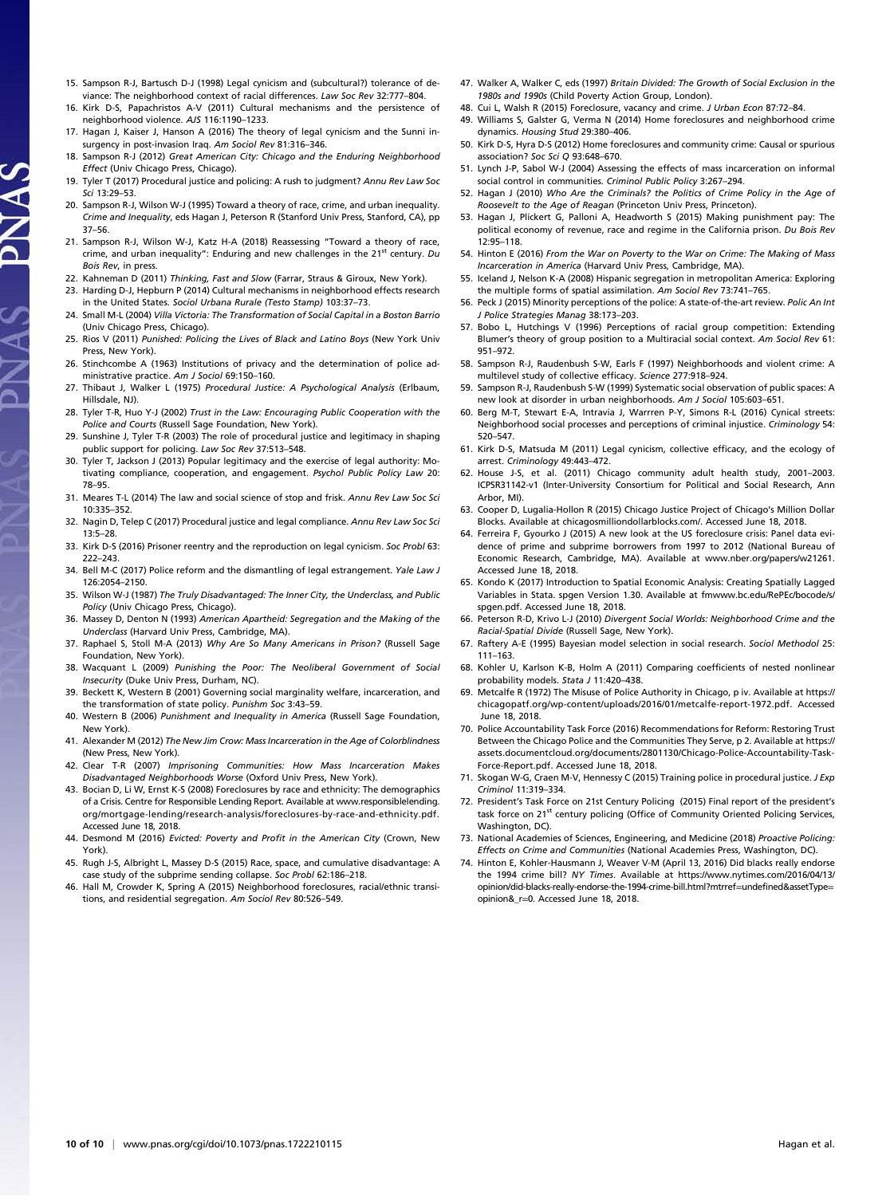15. Sampson R-J, Bartusch D-J (1998) Legal cynicism and (subcultural?) tolerance of deviance: The neighborhood context of racial differences. *Law Soc Rev* 32:777–804.
16. Kirk D-S, Papachristos A-V (2011) Cultural mechanisms and the persistence of neighborhood violence. *AJS* 116:1190–1233.
17. Hagan J, Kaiser J, Hanson A (2016) The theory of legal cynicism and the Sunni insurgency in post-invasion Iraq. *Am Sociol Rev* 81:316–346.
18. Sampson R-J (2012) *Great American City: Chicago and the Enduring Neighborhood Effect* (Univ Chicago Press, Chicago).
19. Tyler T (2017) Procedural justice and policing: A rush to judgment? *Annu Rev Law Soc Sci* 13:29–53.
20. Sampson R-J, Wilson W-J (1995) Toward a theory of race, crime, and urban inequality. *Crime and Inequality*, eds Hagan J, Peterson R (Stanford Univ Press, Stanford, CA), pp 37–56.
21. Sampson R-J, Wilson W-J, Katz H-A (2018) Reassessing "Toward a theory of race, crime, and urban inequality": Enduring and new challenges in the 21st century. *Du Bois Rev*, in press.
22. Kahneman D (2011) *Thinking, Fast and Slow* (Farrar, Straus & Giroux, New York).
23. Harding D-J, Hepburn P (2014) Cultural mechanisms in neighborhood effects research in the United States. *Sociol Urbana Rurale (Testo Stamp)* 103:37–73.
24. Small M-L (2004) *Villa Victoria: The Transformation of Social Capital in a Boston Barrio* (Univ Chicago Press, Chicago).
25. Rios V (2011) *Punished: Policing the Lives of Black and Latino Boys* (New York Univ Press, New York).
26. Stinchcombe A (1963) Institutions of privacy and the determination of police administrative practice. *Am J Sociol* 69:150–160.
27. Thibaut J, Walker L (1975) *Procedural Justice: A Psychological Analysis* (Erlbaum, Hillsdale, NJ).
28. Tyler T-R, Huo Y-J (2002) *Trust in the Law: Encouraging Public Cooperation with the Police and Courts* (Russell Sage Foundation, New York).
29. Sunshine J, Tyler T-R (2003) The role of procedural justice and legitimacy in shaping public support for policing. *Law Soc Rev* 37:513–548.
30. Tyler T, Jackson J (2013) Popular legitimacy and the exercise of legal authority: Motivating compliance, cooperation, and engagement. *Psychol Public Policy Law* 20: 78–95.
31. Meares T-L (2014) The law and social science of stop and frisk. *Annu Rev Law Soc Sci* 10:335–352.
32. Nagin D, Telep C (2017) Procedural justice and legal compliance. *Annu Rev Law Soc Sci* 13:5–28.
33. Kirk D-S (2016) Prisoner reentry and the reproduction on legal cynicism. *Soc Probl* 63: 222–243.
34. Bell M-C (2017) Police reform and the dismantling of legal estrangement. *Yale Law J* 126:2054–2150.
35. Wilson W-J (1987) *The Truly Disadvantaged: The Inner City, the Underclass, and Public Policy* (Univ Chicago Press, Chicago).
36. Massey D, Denton N (1993) *American Apartheid: Segregation and the Making of the Underclass* (Harvard Univ Press, Cambridge, MA).
37. Raphael S, Stoll M-A (2013) *Why Are So Many Americans in Prison?* (Russell Sage Foundation, New York).
38. Wacquant L (2009) *Punishing the Poor: The Neoliberal Government of Social Insecurity* (Duke Univ Press, Durham, NC).
39. Beckett K, Western B (2001) Governing social marginality welfare, incarceration, and the transformation of state policy. *Punishm Soc* 3:43–59.
40. Western B (2006) *Punishment and Inequality in America* (Russell Sage Foundation, New York).
41. Alexander M (2012) *The New Jim Crow: Mass Incarceration in the Age of Colorblindness* (New Press, New York).
42. Clear T-R (2007) *Imprisoning Communities: How Mass Incarceration Makes Disadvantaged Neighborhoods Worse* (Oxford Univ Press, New York).
43. Bocian D, Li W, Ernst K-S (2008) Foreclosures by race and ethnicity: The demographics of a Crisis. Centre for Responsible Lending Report. Available at www.responsiblelending.org/mortgage-lending/research-analysis/foreclosures-by-race-and-ethnicity.pdf. Accessed June 18, 2018.
44. Desmond M (2016) *Evicted: Poverty and Profit in the American City* (Crown, New York).
45. Rugh J-S, Albright L, Massey D-S (2015) Race, space, and cumulative disadvantage: A case study of the subprime sending collapse. *Soc Probl* 62:186–218.
46. Hall M, Crowder K, Spring A (2015) Neighborhood foreclosures, racial/ethnic transitions, and residential segregation. *Am Sociol Rev* 80:526–549.
47. Walker A, Walker C, eds (1997) *Britain Divided: The Growth of Social Exclusion in the 1980s and 1990s* (Child Poverty Action Group, London).
48. Cui L, Walsh R (2015) Foreclosure, vacancy and crime. *J Urban Econ* 87:72–84.
49. Williams S, Galster G, Verma N (2014) Home foreclosures and neighborhood crime dynamics. *Housing Stud* 29:380–406.
50. Kirk D-S, Hyra D-S (2012) Home foreclosures and community crime: Causal or spurious association? *Soc Sci Q* 93:648–670.
51. Lynch J-P, Sabol W-J (2004) Assessing the effects of mass incarceration on informal social control in communities. *Criminol Public Policy* 3:267–294.
52. Hagan J (2010) *Who Are the Criminals? the Politics of Crime Policy in the Age of Roosevelt to the Age of Reagan* (Princeton Univ Press, Princeton).
53. Hagan J, Plickert G, Palloni A, Headworth S (2015) Making punishment pay: The political economy of revenue, race and regime in the California prison. *Du Bois Rev* 12:95–118.
54. Hinton E (2016) *From the War on Poverty to the War on Crime: The Making of Mass Incarceration in America* (Harvard Univ Press, Cambridge, MA).
55. Iceland J, Nelson K-A (2008) Hispanic segregation in metropolitan America: Exploring the multiple forms of spatial assimilation. *Am Sociol Rev* 73:741–765.
56. Peck J (2015) Minority perceptions of the police: A state-of-the-art review. *Polic An Int J Police Strategies Manag* 38:173–203.
57. Bobo L, Hutchings V (1996) Perceptions of racial group competition: Extending Blumer's theory of group position to a Multiracial social context. *Am Sociol Rev* 61: 951–972.
58. Sampson R-J, Raudenbush S-W, Earls F (1997) Neighborhoods and violent crime: A multilevel study of collective efficacy. *Science* 277:918–924.
59. Sampson R-J, Raudenbush S-W (1999) Systematic social observation of public spaces: A new look at disorder in urban neighborhoods. *Am J Sociol* 105:603–651.
60. Berg M-T, Stewart E-A, Intravia J, Warrren P-Y, Simons R-L (2016) Cynical streets: Neighborhood social processes and perceptions of criminal injustice. *Criminology* 54: 520–547.
61. Kirk D-S, Matsuda M (2011) Legal cynicism, collective efficacy, and the ecology of arrest. *Criminology* 49:443–472.
62. House J-S, et al. (2011) Chicago community adult health study, 2001–2003. ICPSR31142-v1 (Inter-University Consortium for Political and Social Research, Ann Arbor, MI).
63. Cooper D, Lugalia-Hollon R (2015) Chicago Justice Project of Chicago's Million Dollar Blocks. Available at chicagosmilliondollarblocks.com/. Accessed June 18, 2018.
64. Ferreira F, Gyourko J (2015) A new look at the US foreclosure crisis: Panel data evidence of prime and subprime borrowers from 1997 to 2012 (National Bureau of Economic Research, Cambridge, MA). Available at www.nber.org/papers/w21261. Accessed June 18, 2018.
65. Kondo K (2017) Introduction to Spatial Economic Analysis: Creating Spatially Lagged Variables in Stata. spgen Version 1.30. Available at fmwww.bc.edu/RePEc/bocode/s/spgen.pdf. Accessed June 18, 2018.
66. Peterson R-D, Krivo L-J (2010) *Divergent Social Worlds: Neighborhood Crime and the Racial-Spatial Divide* (Russell Sage, New York).
67. Raftery A-E (1995) Bayesian model selection in social research. *Sociol Methodol* 25: 111–163.
68. Kohler U, Karlson K-B, Holm A (2011) Comparing coefficients of nested nonlinear probability models. *Stata J* 11:420–438.
69. Metcalfe R (1972) The Misuse of Police Authority in Chicago, p iv. Available at https://chicagopatf.org/wp-content/uploads/2016/01/metcalfe-report-1972.pdf. Accessed June 18, 2018.
70. Police Accountability Task Force (2016) Recommendations for Reform: Restoring Trust Between the Chicago Police and the Communities They Serve, p 2. Available at https://assets.documentcloud.org/documents/2801130/Chicago-Police-Accountability-Task-Force-Report.pdf. Accessed June 18, 2018.
71. Skogan W-G, Craen M-V, Hennessy C (2015) Training police in procedural justice. *J Exp Criminol* 11:319–334.
72. President's Task Force on 21st Century Policing (2015) Final report of the president's task force on 21st century policing (Office of Community Oriented Policing Services, Washington, DC).
73. National Academies of Sciences, Engineering, and Medicine (2018) *Proactive Policing: Effects on Crime and Communities* (National Academies Press, Washington, DC).
74. Hinton E, Kohler-Hausmann J, Weaver V-M (April 13, 2016) Did blacks really endorse the 1994 crime bill? *NY Times*. Available at https://www.nytimes.com/2016/04/13/opinion/did-blacks-really-endorse-the-1994-crime-bill.html?mtrref=undefined&assetType=opinion&_r=0. Accessed June 18, 2018.